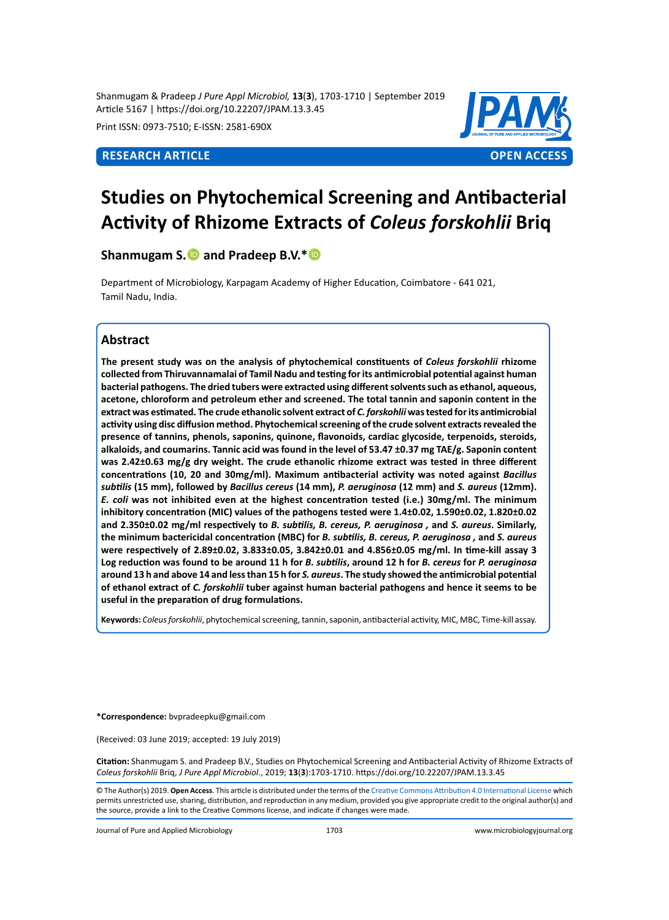Shanmugam & Pradeep *J Pure Appl Microbiol,* **13**(**3**), 1703-1710 | September 2019
Article 5167 | https://doi.org/10.22207/JPAM.13.3.45

Print ISSN: 0973-7510; E-ISSN: 2581-690X

**RESEARCH ARTICLE** **OPEN ACCESS**

# Studies on Phytochemical Screening and Antibacterial Activity of Rhizome Extracts of *Coleus forskohlii* Briq

**Shanmugam S. and Pradeep B.V.***

Department of Microbiology, Karpagam Academy of Higher Education, Coimbatore - 641 021, Tamil Nadu, India.

## Abstract

**The present study was on the analysis of phytochemical constituents of *Coleus forskohlii* rhizome collected from Thiruvannamalai of Tamil Nadu and testing for its antimicrobial potential against human bacterial pathogens. The dried tubers were extracted using different solvents such as ethanol, aqueous, acetone, chloroform and petroleum ether and screened. The total tannin and saponin content in the extract was estimated. The crude ethanolic solvent extract of *C. forskohlii* was tested for its antimicrobial activity using disc diffusion method. Phytochemical screening of the crude solvent extracts revealed the presence of tannins, phenols, saponins, quinone, flavonoids, cardiac glycoside, terpenoids, steroids, alkaloids, and coumarins. Tannic acid was found in the level of 53.47 ±0.37 mg TAE/g. Saponin content was 2.42±0.63 mg/g dry weight. The crude ethanolic rhizome extract was tested in three different concentrations (10, 20 and 30mg/ml). Maximum antibacterial activity was noted against *Bacillus subtilis* (15 mm), followed by *Bacillus cereus* (14 mm), *P. aeruginosa* (12 mm) and *S. aureus* (12mm). *E. coli* was not inhibited even at the highest concentration tested (i.e.) 30mg/ml. The minimum inhibitory concentration (MIC) values of the pathogens tested were 1.4±0.02, 1.590±0.02, 1.820±0.02 and 2.350±0.02 mg/ml respectively to *B. subtilis, B. cereus, P. aeruginosa* , and *S. aureus*. Similarly, the minimum bactericidal concentration (MBC) for *B. subtilis, B. cereus, P. aeruginosa* , and *S. aureus* were respectively of 2.89±0.02, 3.833±0.05, 3.842±0.01 and 4.856±0.05 mg/ml. In time-kill assay 3 Log reduction was found to be around 11 h for *B. subtilis*, around 12 h for *B. cereus* for *P. aeruginosa* around 13 h and above 14 and less than 15 h for *S. aureus*. The study showed the antimicrobial potential of ethanol extract of *C. forskohlii* tuber against human bacterial pathogens and hence it seems to be useful in the preparation of drug formulations.**

**Keywords:** *Coleus forskohlii*, phytochemical screening, tannin, saponin, antibacterial activity, MIC, MBC, Time-kill assay.

**\*Correspondence:** bvpradeepku@gmail.com

(Received: 03 June 2019; accepted: 19 July 2019)

**Citation:** Shanmugam S. and Pradeep B.V., Studies on Phytochemical Screening and Antibacterial Activity of Rhizome Extracts of *Coleus forskohlii* Briq, *J Pure Appl Microbiol*., 2019; **13**(**3**):1703-1710. https://doi.org/10.22207/JPAM.13.3.45

© The Author(s) 2019. **Open Access**. This article is distributed under the terms of the Creative Commons Attribution 4.0 International License which permits unrestricted use, sharing, distribution, and reproduction in any medium, provided you give appropriate credit to the original author(s) and the source, provide a link to the Creative Commons license, and indicate if changes were made.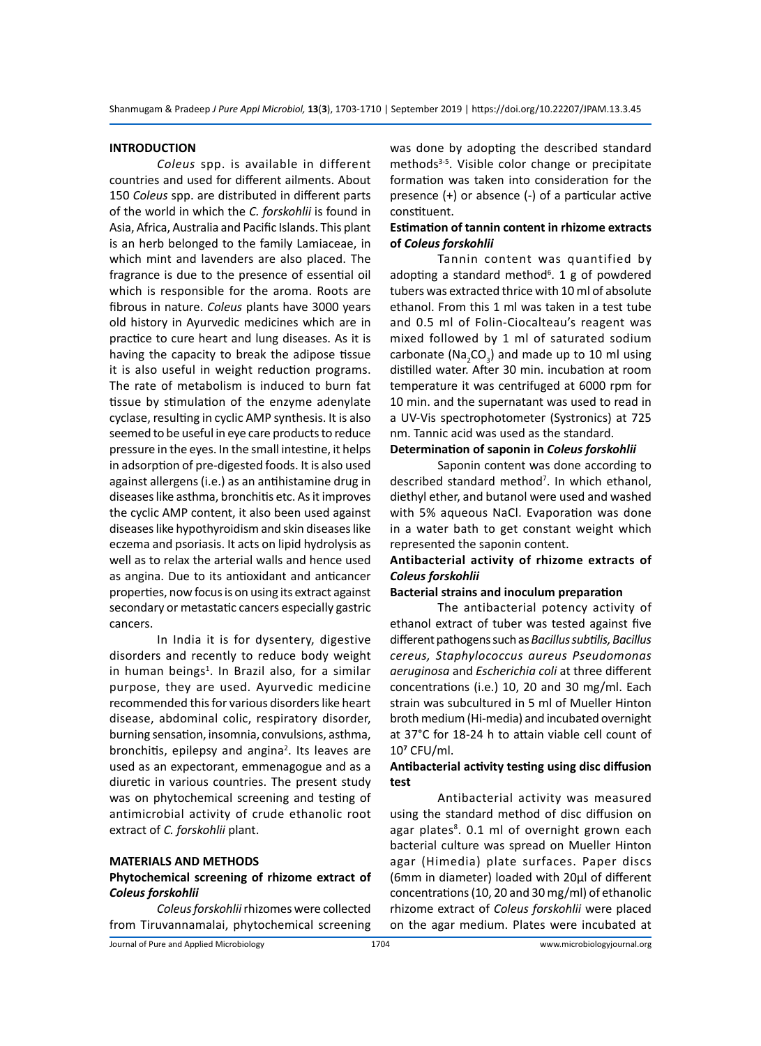## INTRODUCTION

*Coleus* spp. is available in different countries and used for different ailments. About 150 *Coleus* spp. are distributed in different parts of the world in which the *C. forskohlii* is found in Asia, Africa, Australia and Pacific Islands. This plant is an herb belonged to the family Lamiaceae, in which mint and lavenders are also placed. The fragrance is due to the presence of essential oil which is responsible for the aroma. Roots are fibrous in nature. *Coleus* plants have 3000 years old history in Ayurvedic medicines which are in practice to cure heart and lung diseases. As it is having the capacity to break the adipose tissue it is also useful in weight reduction programs. The rate of metabolism is induced to burn fat tissue by stimulation of the enzyme adenylate cyclase, resulting in cyclic AMP synthesis. It is also seemed to be useful in eye care products to reduce pressure in the eyes. In the small intestine, it helps in adsorption of pre-digested foods. It is also used against allergens (i.e.) as an antihistamine drug in diseases like asthma, bronchitis etc. As it improves the cyclic AMP content, it also been used against diseases like hypothyroidism and skin diseases like eczema and psoriasis. It acts on lipid hydrolysis as well as to relax the arterial walls and hence used as angina. Due to its antioxidant and anticancer properties, now focus is on using its extract against secondary or metastatic cancers especially gastric cancers.

In India it is for dysentery, digestive disorders and recently to reduce body weight in human beings[1]. In Brazil also, for a similar purpose, they are used. Ayurvedic medicine recommended this for various disorders like heart disease, abdominal colic, respiratory disorder, burning sensation, insomnia, convulsions, asthma, bronchitis, epilepsy and angina[2]. Its leaves are used as an expectorant, emmenagogue and as a diuretic in various countries. The present study was on phytochemical screening and testing of antimicrobial activity of crude ethanolic root extract of *C. forskohlii* plant.

## MATERIALS AND METHODS

### Phytochemical screening of rhizome extract of *Coleus forskohlii*

*Coleus forskohlii* rhizomes were collected from Tiruvannamalai, phytochemical screening was done by adopting the described standard methods[3-5]. Visible color change or precipitate formation was taken into consideration for the presence (+) or absence (-) of a particular active constituent.

### Estimation of tannin content in rhizome extracts of *Coleus forskohlii*

Tannin content was quantified by adopting a standard method[6]. 1 g of powdered tubers was extracted thrice with 10 ml of absolute ethanol. From this 1 ml was taken in a test tube and 0.5 ml of Folin-Ciocalteau's reagent was mixed followed by 1 ml of saturated sodium carbonate ($Na_2CO_3$) and made up to 10 ml using distilled water. After 30 min. incubation at room temperature it was centrifuged at 6000 rpm for 10 min. and the supernatant was used to read in a UV-Vis spectrophotometer (Systronics) at 725 nm. Tannic acid was used as the standard.

### Determination of saponin in *Coleus forskohlii*

Saponin content was done according to described standard method[7]. In which ethanol, diethyl ether, and butanol were used and washed with 5% aqueous NaCl. Evaporation was done in a water bath to get constant weight which represented the saponin content.

### Antibacterial activity of rhizome extracts of *Coleus forskohlii*

### Bacterial strains and inoculum preparation

The antibacterial potency activity of ethanol extract of tuber was tested against five different pathogens such as *Bacillus subtilis, Bacillus cereus, Staphylococcus aureus Pseudomonas aeruginosa* and *Escherichia coli* at three different concentrations (i.e.) 10, 20 and 30 mg/ml. Each strain was subcultured in 5 ml of Mueller Hinton broth medium (Hi-media) and incubated overnight at 37°C for 18-24 h to attain viable cell count of $10^7$ CFU/ml.

### Antibacterial activity testing using disc diffusion test

Antibacterial activity was measured using the standard method of disc diffusion on agar plates[8]. 0.1 ml of overnight grown each bacterial culture was spread on Mueller Hinton agar (Himedia) plate surfaces. Paper discs (6mm in diameter) loaded with 20µl of different concentrations (10, 20 and 30 mg/ml) of ethanolic rhizome extract of *Coleus forskohlii* were placed on the agar medium. Plates were incubated at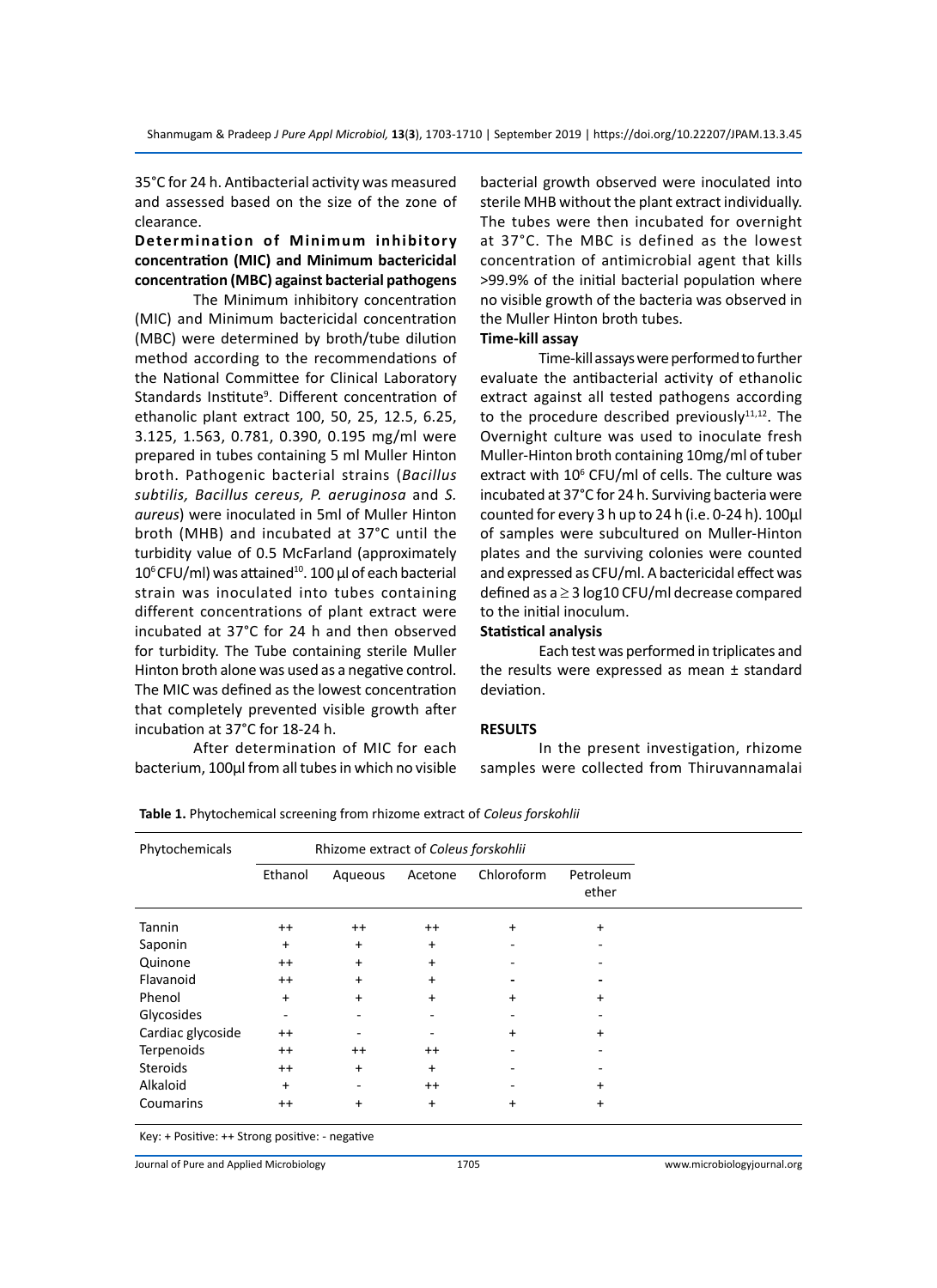35°C for 24 h. Antibacterial activity was measured and assessed based on the size of the zone of clearance.

**Determination of Minimum inhibitory concentration (MIC) and Minimum bactericidal concentration (MBC) against bacterial pathogens**

The Minimum inhibitory concentration (MIC) and Minimum bactericidal concentration (MBC) were determined by broth/tube dilution method according to the recommendations of the National Committee for Clinical Laboratory Standards Institute[9]. Different concentration of ethanolic plant extract 100, 50, 25, 12.5, 6.25, 3.125, 1.563, 0.781, 0.390, 0.195 mg/ml were prepared in tubes containing 5 ml Muller Hinton broth. Pathogenic bacterial strains (*Bacillus subtilis, Bacillus cereus, P. aeruginosa* and *S. aureus*) were inoculated in 5ml of Muller Hinton broth (MHB) and incubated at 37°C until the turbidity value of 0.5 McFarland (approximately $10^6$ CFU/ml) was attained[10]. 100 µl of each bacterial strain was inoculated into tubes containing different concentrations of plant extract were incubated at 37°C for 24 h and then observed for turbidity. The Tube containing sterile Muller Hinton broth alone was used as a negative control. The MIC was defined as the lowest concentration that completely prevented visible growth after incubation at 37°C for 18-24 h.

After determination of MIC for each bacterium, 100µl from all tubes in which no visible bacterial growth observed were inoculated into sterile MHB without the plant extract individually. The tubes were then incubated for overnight at 37°C. The MBC is defined as the lowest concentration of antimicrobial agent that kills >99.9% of the initial bacterial population where no visible growth of the bacteria was observed in the Muller Hinton broth tubes.

**Time-kill assay**

Time-kill assays were performed to further evaluate the antibacterial activity of ethanolic extract against all tested pathogens according to the procedure described previously[11,12]. The Overnight culture was used to inoculate fresh Muller-Hinton broth containing 10mg/ml of tuber extract with $10^6$ CFU/ml of cells. The culture was incubated at 37°C for 24 h. Surviving bacteria were counted for every 3 h up to 24 h (i.e. 0-24 h). 100µl of samples were subcultured on Muller-Hinton plates and the surviving colonies were counted and expressed as CFU/ml. A bactericidal effect was defined as a $\geq$ 3 log10 CFU/ml decrease compared to the initial inoculum.

**Statistical analysis**

Each test was performed in triplicates and the results were expressed as mean ± standard deviation.

## RESULTS

In the present investigation, rhizome samples were collected from Thiruvannamalai

**Table 1.** Phytochemical screening from rhizome extract of *Coleus forskohlii*

| Phytochemicals | Rhizome extract of *Coleus forskohlii* | | | | |
|---|---|---|---|---|---|
| | Ethanol | Aqueous | Acetone | Chloroform | Petroleum ether |
| Tannin | ++ | ++ | ++ | + | + |
| Saponin | + | + | + | - | - |
| Quinone | ++ | + | + | - | - |
| Flavanoid | ++ | + | + | - | - |
| Phenol | + | + | + | + | + |
| Glycosides | - | - | - | - | - |
| Cardiac glycoside | ++ | - | - | + | + |
| Terpenoids | ++ | ++ | ++ | - | - |
| Steroids | ++ | + | + | - | - |
| Alkaloid | + | - | ++ | - | + |
| Coumarins | ++ | + | + | + | + |

Key: + Positive: ++ Strong positive: - negative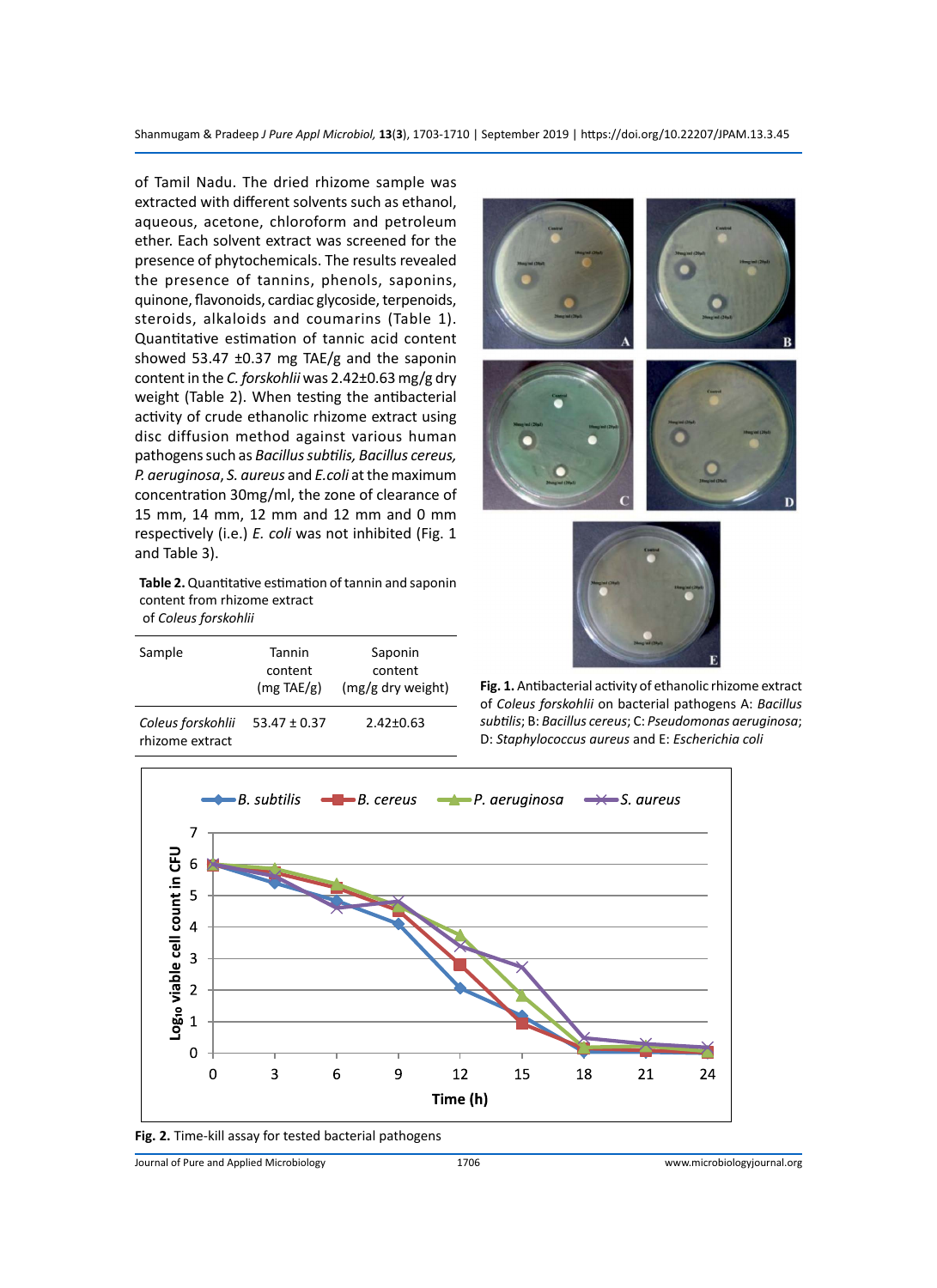of Tamil Nadu. The dried rhizome sample was extracted with different solvents such as ethanol, aqueous, acetone, chloroform and petroleum ether. Each solvent extract was screened for the presence of phytochemicals. The results revealed the presence of tannins, phenols, saponins, quinone, flavonoids, cardiac glycoside, terpenoids, steroids, alkaloids and coumarins (Table 1). Quantitative estimation of tannic acid content showed 53.47 ±0.37 mg TAE/g and the saponin content in the *C. forskohlii* was 2.42±0.63 mg/g dry weight (Table 2). When testing the antibacterial activity of crude ethanolic rhizome extract using disc diffusion method against various human pathogens such as *Bacillus subtilis, Bacillus cereus, P. aeruginosa*, *S. aureus* and *E.coli* at the maximum concentration 30mg/ml, the zone of clearance of 15 mm, 14 mm, 12 mm and 12 mm and 0 mm respectively (i.e.) *E. coli* was not inhibited (Fig. 1 and Table 3).

**Table 2.** Quantitative estimation of tannin and saponin content from rhizome extract of *Coleus forskohlii*

| Sample | Tannin content (mg TAE/g) | Saponin content (mg/g dry weight) |
|---|---|---|
| *Coleus forskohlii* rhizome extract | 53.47 ± 0.37 | 2.42±0.63 |

**Fig. 1.** Antibacterial activity of ethanolic rhizome extract of *Coleus forskohlii* on bacterial pathogens A: *Bacillus subtilis*; B: *Bacillus cereus*; C: *Pseudomonas aeruginosa*; D: *Staphylococcus aureus* and E: *Escherichia coli*

**Fig. 2.** Time-kill assay for tested bacterial pathogens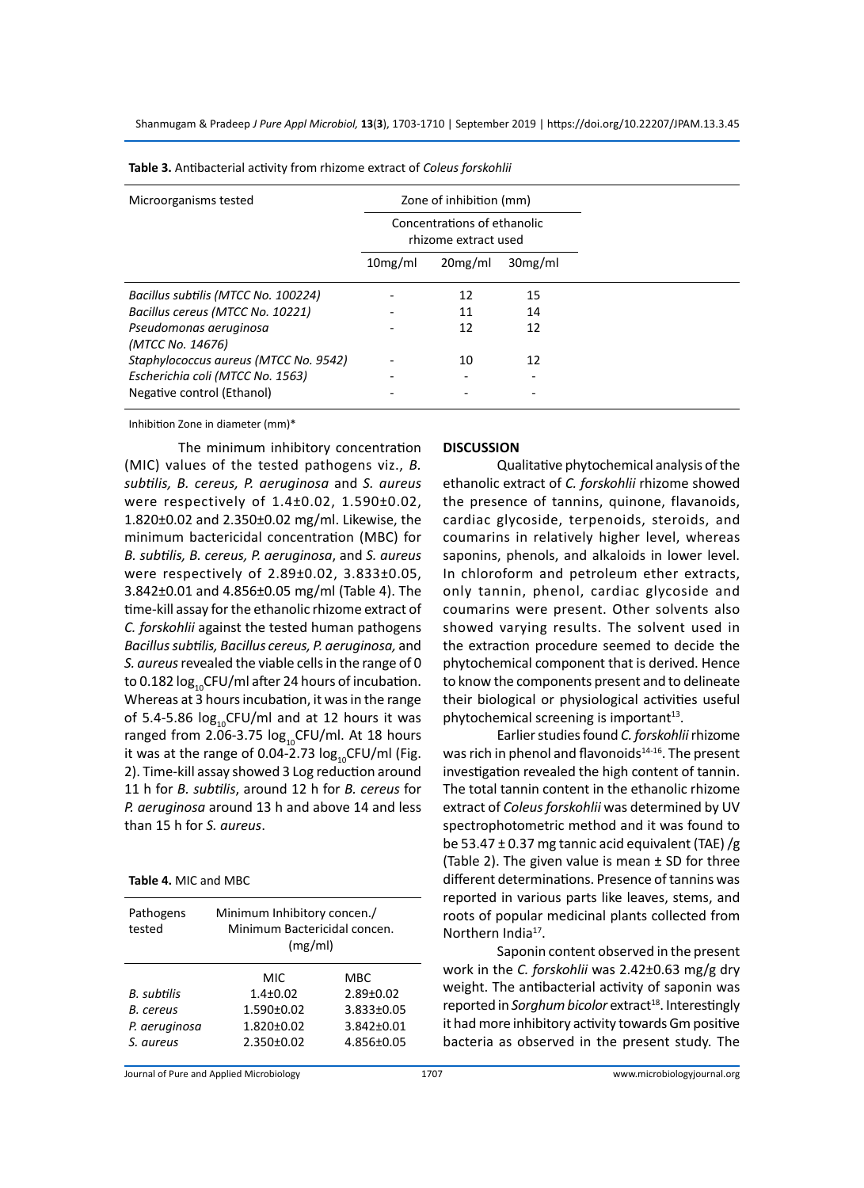**Table 3.** Antibacterial activity from rhizome extract of *Coleus forskohlii*

| Microorganisms tested | Zone of inhibition (mm) | | |
|---|---|---|---|
| | Concentrations of ethanolic rhizome extract used | | |
| | 10mg/ml | 20mg/ml | 30mg/ml |
| *Bacillus subtilis (MTCC No. 100224)* | - | 12 | 15 |
| *Bacillus cereus (MTCC No. 10221)* | - | 11 | 14 |
| *Pseudomonas aeruginosa (MTCC No. 14676)* | - | 12 | 12 |
| *Staphylococcus aureus (MTCC No. 9542)* | - | 10 | 12 |
| *Escherichia coli (MTCC No. 1563)* | - | - | - |
| Negative control (Ethanol) | - | - | - |

Inhibition Zone in diameter (mm)*

The minimum inhibitory concentration (MIC) values of the tested pathogens viz., *B. subtilis, B. cereus, P. aeruginosa* and *S. aureus* were respectively of 1.4±0.02, 1.590±0.02, 1.820±0.02 and 2.350±0.02 mg/ml. Likewise, the minimum bactericidal concentration (MBC) for *B. subtilis, B. cereus, P. aeruginosa*, and *S. aureus* were respectively of 2.89±0.02, 3.833±0.05, 3.842±0.01 and 4.856±0.05 mg/ml (Table 4). The time-kill assay for the ethanolic rhizome extract of *C. forskohlii* against the tested human pathogens *Bacillus subtilis, Bacillus cereus, P. aeruginosa,* and *S. aureus* revealed the viable cells in the range of 0 to 0.182 $\log_{10}$CFU/ml after 24 hours of incubation. Whereas at 3 hours incubation, it was in the range of 5.4-5.86 $\log_{10}$CFU/ml and at 12 hours it was ranged from 2.06-3.75 $\log_{10}$CFU/ml. At 18 hours it was at the range of 0.04-2.73 $\log_{10}$CFU/ml (Fig. 2). Time-kill assay showed 3 Log reduction around 11 h for *B. subtilis*, around 12 h for *B. cereus* for *P. aeruginosa* around 13 h and above 14 and less than 15 h for *S. aureus*.

**Table 4.** MIC and MBC

| Pathogens tested | Minimum Inhibitory concen./ Minimum Bactericidal concen. (mg/ml) | |
|---|---|---|
| | MIC | MBC |
| *B. subtilis* | 1.4±0.02 | 2.89±0.02 |
| *B. cereus* | 1.590±0.02 | 3.833±0.05 |
| *P. aeruginosa* | 1.820±0.02 | 3.842±0.01 |
| *S. aureus* | 2.350±0.02 | 4.856±0.05 |

## DISCUSSION

Qualitative phytochemical analysis of the ethanolic extract of *C. forskohlii* rhizome showed the presence of tannins, quinone, flavanoids, cardiac glycoside, terpenoids, steroids, and coumarins in relatively higher level, whereas saponins, phenols, and alkaloids in lower level. In chloroform and petroleum ether extracts, only tannin, phenol, cardiac glycoside and coumarins were present. Other solvents also showed varying results. The solvent used in the extraction procedure seemed to decide the phytochemical component that is derived. Hence to know the components present and to delineate their biological or physiological activities useful phytochemical screening is important[13].

Earlier studies found *C. forskohlii* rhizome was rich in phenol and flavonoids[14-16]. The present investigation revealed the high content of tannin. The total tannin content in the ethanolic rhizome extract of *Coleus forskohlii* was determined by UV spectrophotometric method and it was found to be 53.47 ± 0.37 mg tannic acid equivalent (TAE) /g (Table 2). The given value is mean ± SD for three different determinations. Presence of tannins was reported in various parts like leaves, stems, and roots of popular medicinal plants collected from Northern India[17].

Saponin content observed in the present work in the *C. forskohlii* was 2.42±0.63 mg/g dry weight. The antibacterial activity of saponin was reported in *Sorghum bicolor* extract[18]. Interestingly it had more inhibitory activity towards Gm positive bacteria as observed in the present study. The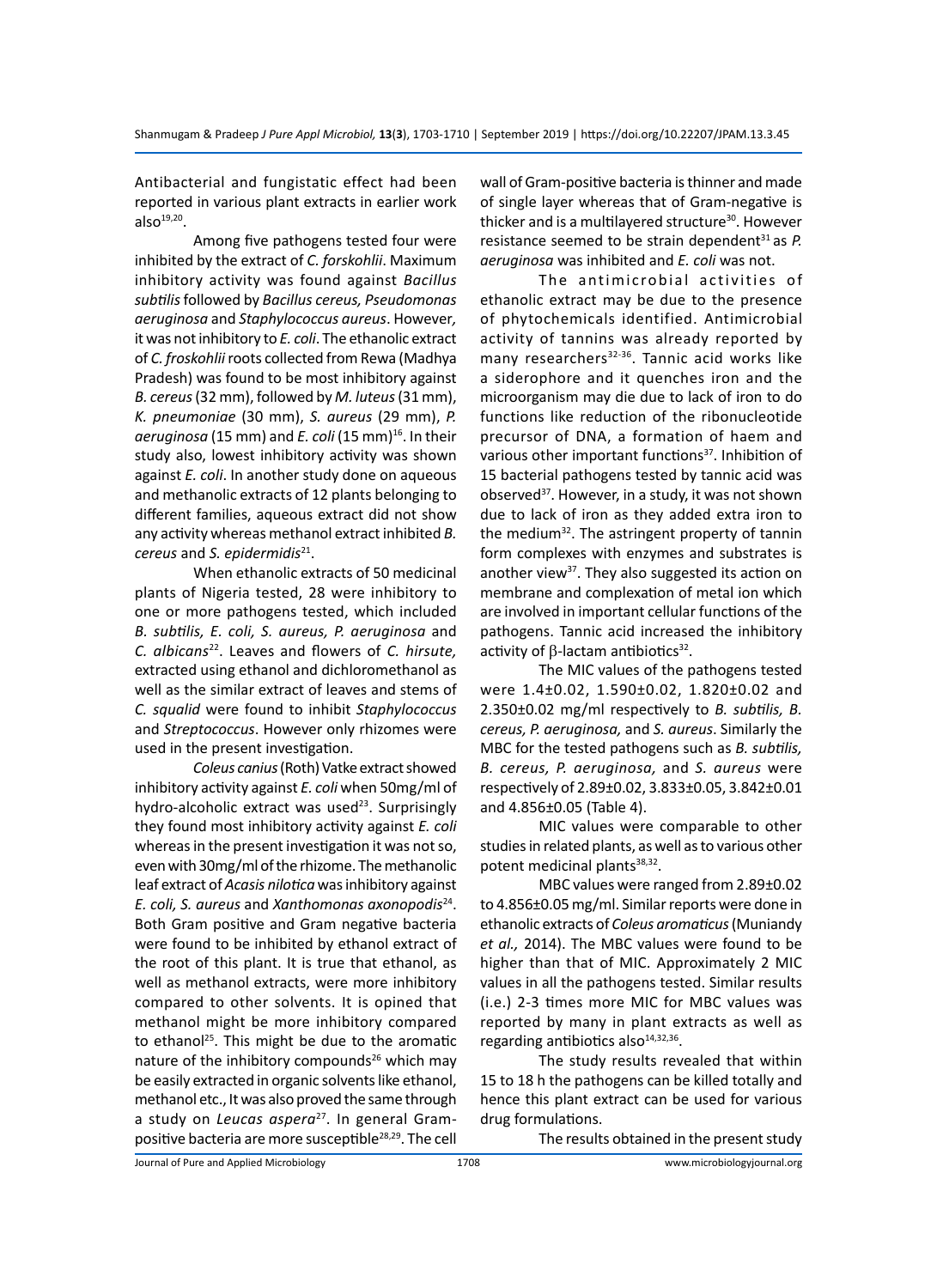Antibacterial and fungistatic effect had been reported in various plant extracts in earlier work also[19,20].

Among five pathogens tested four were inhibited by the extract of *C. forskohlii*. Maximum inhibitory activity was found against *Bacillus subtilis* followed by *Bacillus cereus, Pseudomonas aeruginosa* and *Staphylococcus aureus*. However, it was not inhibitory to *E. coli*. The ethanolic extract of *C. froskohlii* roots collected from Rewa (Madhya Pradesh) was found to be most inhibitory against *B. cereus* (32 mm), followed by *M. luteus* (31 mm), *K. pneumoniae* (30 mm), *S. aureus* (29 mm), *P. aeruginosa* (15 mm) and *E. coli* (15 mm)[16]. In their study also, lowest inhibitory activity was shown against *E. coli*. In another study done on aqueous and methanolic extracts of 12 plants belonging to different families, aqueous extract did not show any activity whereas methanol extract inhibited *B. cereus* and *S. epidermidis*[21].

When ethanolic extracts of 50 medicinal plants of Nigeria tested, 28 were inhibitory to one or more pathogens tested, which included *B. subtilis, E. coli, S. aureus, P. aeruginosa* and *C. albicans*[22]. Leaves and flowers of *C. hirsute,* extracted using ethanol and dichloromethanol as well as the similar extract of leaves and stems of *C. squalid* were found to inhibit *Staphylococcus* and *Streptococcus*. However only rhizomes were used in the present investigation.

*Coleus canius* (Roth) Vatke extract showed inhibitory activity against *E. coli* when 50mg/ml of hydro-alcoholic extract was used[23]. Surprisingly they found most inhibitory activity against *E. coli* whereas in the present investigation it was not so, even with 30mg/ml of the rhizome. The methanolic leaf extract of *Acasis nilotica* was inhibitory against *E. coli, S. aureus* and *Xanthomonas axonopodis*[24]. Both Gram positive and Gram negative bacteria were found to be inhibited by ethanol extract of the root of this plant. It is true that ethanol, as well as methanol extracts, were more inhibitory compared to other solvents. It is opined that methanol might be more inhibitory compared to ethanol[25]. This might be due to the aromatic nature of the inhibitory compounds[26] which may be easily extracted in organic solvents like ethanol, methanol etc., It was also proved the same through a study on *Leucas aspera*[27]. In general Gram-positive bacteria are more susceptible[28,29]. The cell wall of Gram-positive bacteria is thinner and made of single layer whereas that of Gram-negative is thicker and is a multilayered structure[30]. However resistance seemed to be strain dependent[31] as *P. aeruginosa* was inhibited and *E. coli* was not.

The antimicrobial activities of ethanolic extract may be due to the presence of phytochemicals identified. Antimicrobial activity of tannins was already reported by many researchers[32-36]. Tannic acid works like a siderophore and it quenches iron and the microorganism may die due to lack of iron to do functions like reduction of the ribonucleotide precursor of DNA, a formation of haem and various other important functions[37]. Inhibition of 15 bacterial pathogens tested by tannic acid was observed[37]. However, in a study, it was not shown due to lack of iron as they added extra iron to the medium[32]. The astringent property of tannin form complexes with enzymes and substrates is another view[37]. They also suggested its action on membrane and complexation of metal ion which are involved in important cellular functions of the pathogens. Tannic acid increased the inhibitory activity of $\beta$-lactam antibiotics[32].

The MIC values of the pathogens tested were 1.4±0.02, 1.590±0.02, 1.820±0.02 and 2.350±0.02 mg/ml respectively to *B. subtilis, B. cereus, P. aeruginosa,* and *S. aureus*. Similarly the MBC for the tested pathogens such as *B. subtilis, B. cereus, P. aeruginosa,* and *S. aureus* were respectively of 2.89±0.02, 3.833±0.05, 3.842±0.01 and 4.856±0.05 (Table 4).

MIC values were comparable to other studies in related plants, as well as to various other potent medicinal plants[38,32].

MBC values were ranged from 2.89±0.02 to 4.856±0.05 mg/ml. Similar reports were done in ethanolic extracts of *Coleus aromaticus* (Muniandy *et al.,* 2014). The MBC values were found to be higher than that of MIC. Approximately 2 MIC values in all the pathogens tested. Similar results (i.e.) 2-3 times more MIC for MBC values was reported by many in plant extracts as well as regarding antibiotics also[14,32,36].

The study results revealed that within 15 to 18 h the pathogens can be killed totally and hence this plant extract can be used for various drug formulations.

The results obtained in the present study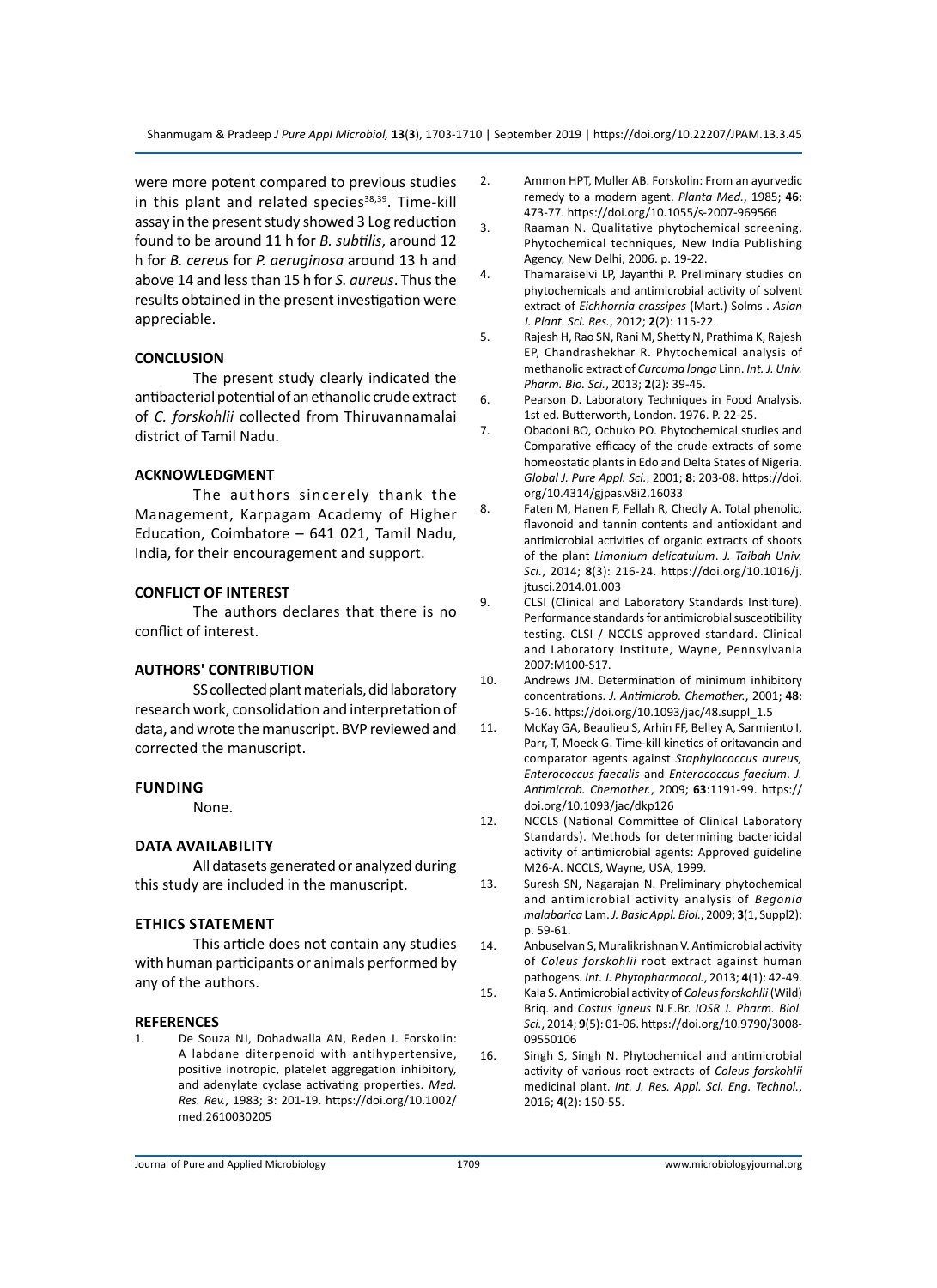were more potent compared to previous studies in this plant and related species[38,39]. Time-kill assay in the present study showed 3 Log reduction found to be around 11 h for *B. subtilis*, around 12 h for *B. cereus* for *P. aeruginosa* around 13 h and above 14 and less than 15 h for *S. aureus*. Thus the results obtained in the present investigation were appreciable.

## CONCLUSION

The present study clearly indicated the antibacterial potential of an ethanolic crude extract of *C. forskohlii* collected from Thiruvannamalai district of Tamil Nadu.

## ACKNOWLEDGMENT

The authors sincerely thank the Management, Karpagam Academy of Higher Education, Coimbatore – 641 021, Tamil Nadu, India, for their encouragement and support.

## CONFLICT OF INTEREST

The authors declares that there is no conflict of interest.

## AUTHORS' CONTRIBUTION

SS collected plant materials, did laboratory research work, consolidation and interpretation of data, and wrote the manuscript. BVP reviewed and corrected the manuscript.

## FUNDING

None.

## DATA AVAILABILITY

All datasets generated or analyzed during this study are included in the manuscript.

## ETHICS STATEMENT

This article does not contain any studies with human participants or animals performed by any of the authors.

## REFERENCES

1. De Souza NJ, Dohadwalla AN, Reden J. Forskolin: A labdane diterpenoid with antihypertensive, positive inotropic, platelet aggregation inhibitory, and adenylate cyclase activating properties. *Med. Res. Rev.*, 1983; **3**: 201-19. https://doi.org/10.1002/med.2610030205
2. Ammon HPT, Muller AB. Forskolin: From an ayurvedic remedy to a modern agent. *Planta Med.*, 1985; **46**: 473-77. https://doi.org/10.1055/s-2007-969566
3. Raaman N. Qualitative phytochemical screening. Phytochemical techniques, New India Publishing Agency, New Delhi, 2006. p. 19-22.
4. Thamaraiselvi LP, Jayanthi P. Preliminary studies on phytochemicals and antimicrobial activity of solvent extract of *Eichhornia crassipes* (Mart.) Solms . *Asian J. Plant. Sci. Res.*, 2012; **2**(2): 115-22.
5. Rajesh H, Rao SN, Rani M, Shetty N, Prathima K, Rajesh EP, Chandrashekhar R. Phytochemical analysis of methanolic extract of *Curcuma longa* Linn. *Int. J. Univ. Pharm. Bio. Sci.*, 2013; **2**(2): 39-45.
6. Pearson D. Laboratory Techniques in Food Analysis. 1st ed. Butterworth, London. 1976. P. 22-25.
7. Obadoni BO, Ochuko PO. Phytochemical studies and Comparative efficacy of the crude extracts of some homeostatic plants in Edo and Delta States of Nigeria. *Global J. Pure Appl. Sci.*, 2001; **8**: 203-08. https://doi.org/10.4314/gjpas.v8i2.16033
8. Faten M, Hanen F, Fellah R, Chedly A. Total phenolic, flavonoid and tannin contents and antioxidant and antimicrobial activities of organic extracts of shoots of the plant *Limonium delicatulum*. *J. Taibah Univ. Sci.*, 2014; **8**(3): 216-24. https://doi.org/10.1016/j.jtusci.2014.01.003
9. CLSI (Clinical and Laboratory Standards Institure). Performance standards for antimicrobial susceptibility testing. CLSI / NCCLS approved standard. Clinical and Laboratory Institute, Wayne, Pennsylvania 2007:M100-S17.
10. Andrews JM. Determination of minimum inhibitory concentrations. *J. Antimicrob. Chemother.*, 2001; **48**: 5-16. https://doi.org/10.1093/jac/48.suppl_1.5
11. McKay GA, Beaulieu S, Arhin FF, Belley A, Sarmiento I, Parr, T, Moeck G. Time-kill kinetics of oritavancin and comparator agents against *Staphylococcus aureus, Enterococcus faecalis* and *Enterococcus faecium*. *J. Antimicrob. Chemother.*, 2009; **63**:1191-99. https://doi.org/10.1093/jac/dkp126
12. NCCLS (National Committee of Clinical Laboratory Standards). Methods for determining bactericidal activity of antimicrobial agents: Approved guideline M26-A. NCCLS, Wayne, USA, 1999.
13. Suresh SN, Nagarajan N. Preliminary phytochemical and antimicrobial activity analysis of *Begonia malabarica* Lam. *J. Basic Appl. Biol.*, 2009; **3**(1, Suppl2): p. 59-61.
14. Anbuselvan S, Muralikrishnan V. Antimicrobial activity of *Coleus forskohlii* root extract against human pathogens. *Int. J. Phytopharmacol.*, 2013; **4**(1): 42-49.
15. Kala S. Antimicrobial activity of *Coleus forskohlii* (Wild) Briq. and *Costus igneus* N.E.Br. *IOSR J. Pharm. Biol. Sci.*, 2014; **9**(5): 01-06. https://doi.org/10.9790/3008-09550106
16. Singh S, Singh N. Phytochemical and antimicrobial activity of various root extracts of *Coleus forskohlii* medicinal plant. *Int. J. Res. Appl. Sci. Eng. Technol.*, 2016; **4**(2): 150-55.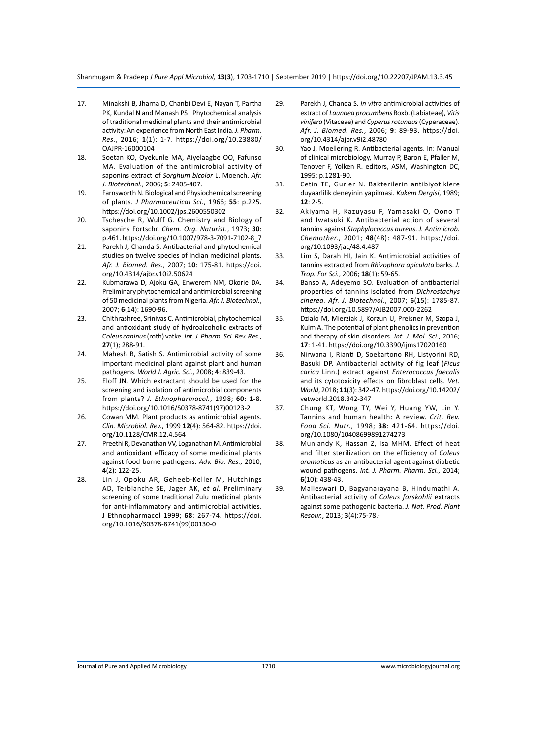17. Minakshi B, Jharna D, Chanbi Devi E, Nayan T, Partha PK, Kundal N and Manash PS . Phytochemical analysis of traditional medicinal plants and their antimicrobial activity: An experience from North East India. *J. Pharm. Res.*, 2016; **1**(1): 1-7. https://doi.org/10.23880/OAJPR-16000104
18. Soetan KO, Oyekunle MA, Aiyelaagbe OO, Fafunso MA. Evaluation of the antimicrobial activity of saponins extract of *Sorghum bicolor* L. Moench. *Afr. J. Biotechnol.*, 2006; **5**: 2405-407.
19. Farnsworth N. Biological and Physiochemical screening of plants. *J Pharmaceutical Sci.*, 1966; **55**: p.225. https://doi.org/10.1002/jps.2600550302
20. Tschesche R, Wulff G. Chemistry and Biology of saponins Fortschr. *Chem. Org. Naturist.*, 1973; **30**: p.461. https://doi.org/10.1007/978-3-7091-7102-8_7
21. Parekh J, Chanda S. Antibacterial and phytochemical studies on twelve species of Indian medicinal plants. *Afr. J. Biomed. Res.*, 2007; **10**: 175-81. https://doi.org/10.4314/ajbr.v10i2.50624
22. Kubmarawa D, Ajoku GA, Enwerem NM, Okorie DA. Preliminary phytochemical and antimicrobial screening of 50 medicinal plants from Nigeria. *Afr. J. Biotechnol.*, 2007; **6**(14): 1690-96.
23. Chithrashree, Srinivas C. Antimicrobial, phytochemical and antioxidant study of hydroalcoholic extracts of C*oleus caninus* (roth) vatke. *Int. J. Pharm. Sci. Rev. Res.*, **27**(1); 288-91.
24. Mahesh B, Satish S. Antimicrobial activity of some important medicinal plant against plant and human pathogens. *World J. Agric. Sci.*, 2008; **4**: 839-43.
25. Eloff JN. Which extractant should be used for the screening and isolation of antimicrobial components from plants? *J. Ethnopharmacol.*, 1998; **60**: 1-8. https://doi.org/10.1016/S0378-8741(97)00123-2
26. Cowan MM. Plant products as antimicrobial agents. *Clin. Microbiol. Rev.*, 1999 **12**(4): 564-82. https://doi.org/10.1128/CMR.12.4.564
27. Preethi R, Devanathan VV, Loganathan M. Antimicrobial and antioxidant efficacy of some medicinal plants against food borne pathogens. *Adv. Bio. Res.*, 2010; **4**(2): 122-25.
28. Lin J, Opoku AR, Geheeb-Keller M, Hutchings AD, Terblanche SE, Jager AK, *et al.* Preliminary screening of some traditional Zulu medicinal plants for anti-inflammatory and antimicrobial activities. J Ethnopharmacol 1999; **68**: 267-74. https://doi.org/10.1016/S0378-8741(99)00130-0
29. Parekh J, Chanda S. *In vitro* antimicrobial activities of extract of *Launaea procumbens* Roxb. (Labiateae), *Vitis vinifera* (Vitaceae) and *Cyperus rotundus* (Cyperaceae). *Afr. J. Biomed. Res.*, 2006; **9**: 89-93. https://doi.org/10.4314/ajbr.v9i2.48780
30. Yao J, Moellering R. Antibacterial agents. In: Manual of clinical microbiology, Murray P, Baron E, Pfaller M, Tenover F, Yolken R. editors, ASM, Washington DC, 1995; p.1281-90.
31. Cetin TE, Gurler N. Bakterilerin antibiyotiklere duyaarlilik deneyinin yapilmasi. *Kukem Dergisi*, 1989; **12**: 2-5.
32. Akiyama H, Kazuyasu F, Yamasaki O, Oono T and Iwatsuki K. Antibacterial action of several tannins against *Staphylococcus aureus*. *J. Antimicrob. Chemother.*, 2001; **48**(48): 487-91. https://doi.org/10.1093/jac/48.4.487
33. Lim S, Darah HI, Jain K. Antimicrobial activities of tannins extracted from *Rhizophora apiculata* barks. *J. Trop. For Sci.*, 2006; **18**(1): 59-65.
34. Banso A, Adeyemo SO. Evaluation of antibacterial properties of tannins isolated from *Dichrostachys cinerea*. *Afr. J. Biotechnol.*, 2007; **6**(15): 1785-87. https://doi.org/10.5897/AJB2007.000-2262
35. Dzialo M, Mierziak J, Korzun U, Preisner M, Szopa J, Kulm A. The potential of plant phenolics in prevention and therapy of skin disorders. *Int. J. Mol. Sci.*, 2016; **17**: 1-41. https://doi.org/10.3390/ijms17020160
36. Nirwana I, Rianti D, Soekartono RH, Listyorini RD, Basuki DP. Antibacterial activity of fig leaf (*Ficus carica* Linn.) extract against *Enterococcus faecalis* and its cytotoxicity effects on fibroblast cells. *Vet. World*, 2018; **11**(3): 342-47. https://doi.org/10.14202/vetworld.2018.342-347
37. Chung KT, Wong TY, Wei Y, Huang YW, Lin Y. Tannins and human health: A review. *Crit. Rev. Food Sci. Nutr.*, 1998; **38**: 421-64. https://doi.org/10.1080/10408699891274273
38. Muniandy K, Hassan Z, Isa MHM. Effect of heat and filter sterilization on the efficiency of *Coleus aromaticus* as an antibacterial agent against diabetic wound pathogens. *Int. J. Pharm. Pharm. Sci.*, 2014; **6**(10): 438-43.
39. Malleswari D, Bagyanarayana B, Hindumathi A. Antibacterial activity of *Coleus forskohlii* extracts against some pathogenic bacteria. *J. Nat. Prod. Plant Resour.*, 2013; **3**(4):75-78.-